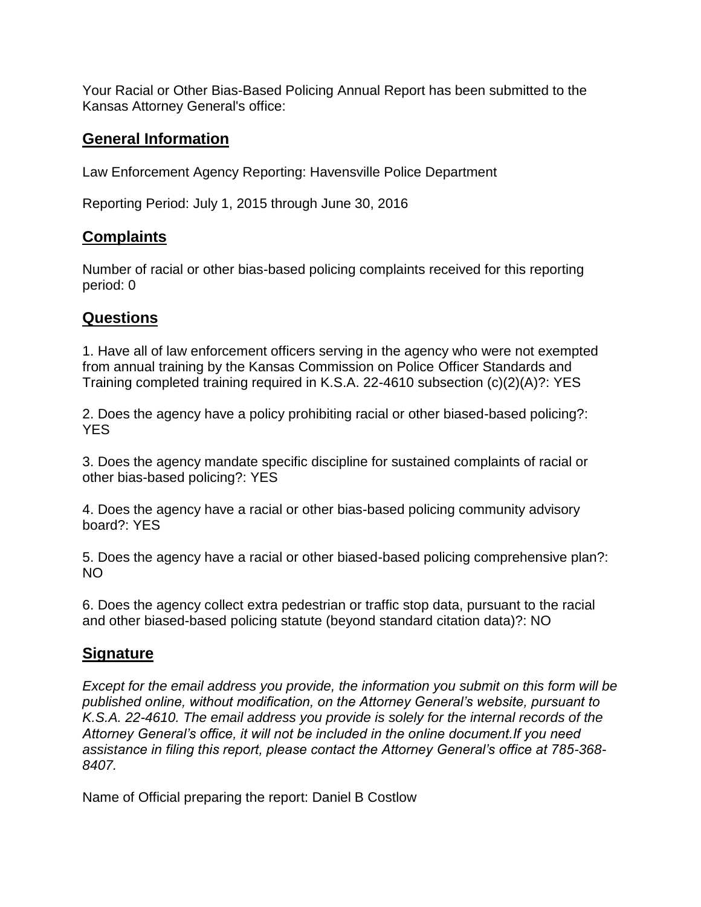Your Racial or Other Bias-Based Policing Annual Report has been submitted to the Kansas Attorney General's office:

## General Information

Law Enforcement Agency Reporting: Havensville Police Department

Reporting Period: July 1, 2015 through June 30, 2016

## Complaints

Number of racial or other bias-based policing complaints received for this reporting period: 0

## Questions

1. Have all of law enforcement officers serving in the agency who were not exempted from annual training by the Kansas Commission on Police Officer Standards and Training completed training required in K.S.A. 22-4610 subsection (c)(2)(A)?: YES

2. Does the agency have a policy prohibiting racial or other biased-based policing?: YES

3. Does the agency mandate specific discipline for sustained complaints of racial or other bias-based policing?: YES

4. Does the agency have a racial or other bias-based policing community advisory board?: YES

5. Does the agency have a racial or other biased-based policing comprehensive plan?: NO

6. Does the agency collect extra pedestrian or traffic stop data, pursuant to the racial and other biased-based policing statute (beyond standard citation data)?: NO

## Signature

*Except for the email address you provide, the information you submit on this form will be published online, without modification, on the Attorney General's website, pursuant to K.S.A. 22-4610. The email address you provide is solely for the internal records of the Attorney General's office, it will not be included in the online document.If you need assistance in filing this report, please contact the Attorney General's office at 785-368-8407.*

Name of Official preparing the report: Daniel B Costlow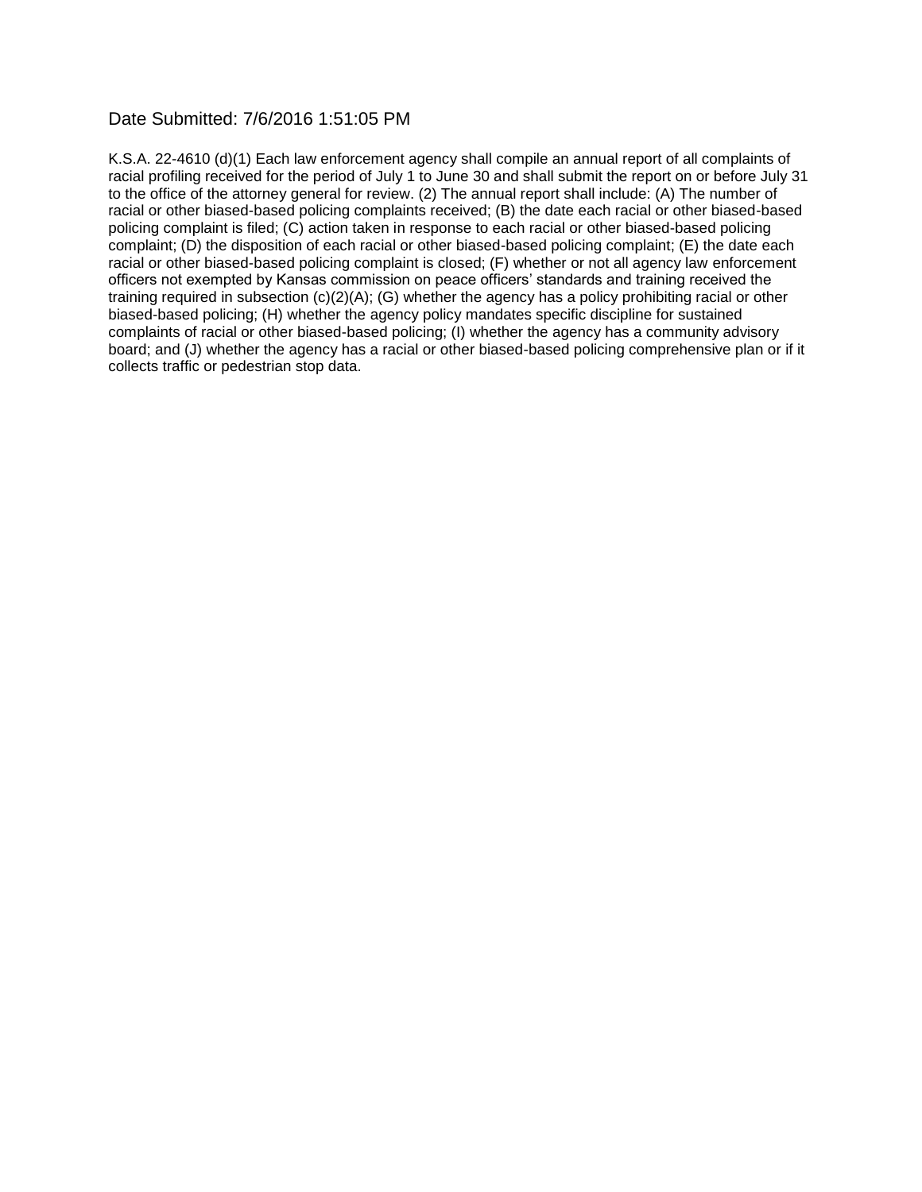Date Submitted: 7/6/2016 1:51:05 PM

K.S.A. 22-4610 (d)(1) Each law enforcement agency shall compile an annual report of all complaints of racial profiling received for the period of July 1 to June 30 and shall submit the report on or before July 31 to the office of the attorney general for review. (2) The annual report shall include: (A) The number of racial or other biased-based policing complaints received; (B) the date each racial or other biased-based policing complaint is filed; (C) action taken in response to each racial or other biased-based policing complaint; (D) the disposition of each racial or other biased-based policing complaint; (E) the date each racial or other biased-based policing complaint is closed; (F) whether or not all agency law enforcement officers not exempted by Kansas commission on peace officers' standards and training received the training required in subsection (c)(2)(A); (G) whether the agency has a policy prohibiting racial or other biased-based policing; (H) whether the agency policy mandates specific discipline for sustained complaints of racial or other biased-based policing; (I) whether the agency has a community advisory board; and (J) whether the agency has a racial or other biased-based policing comprehensive plan or if it collects traffic or pedestrian stop data.